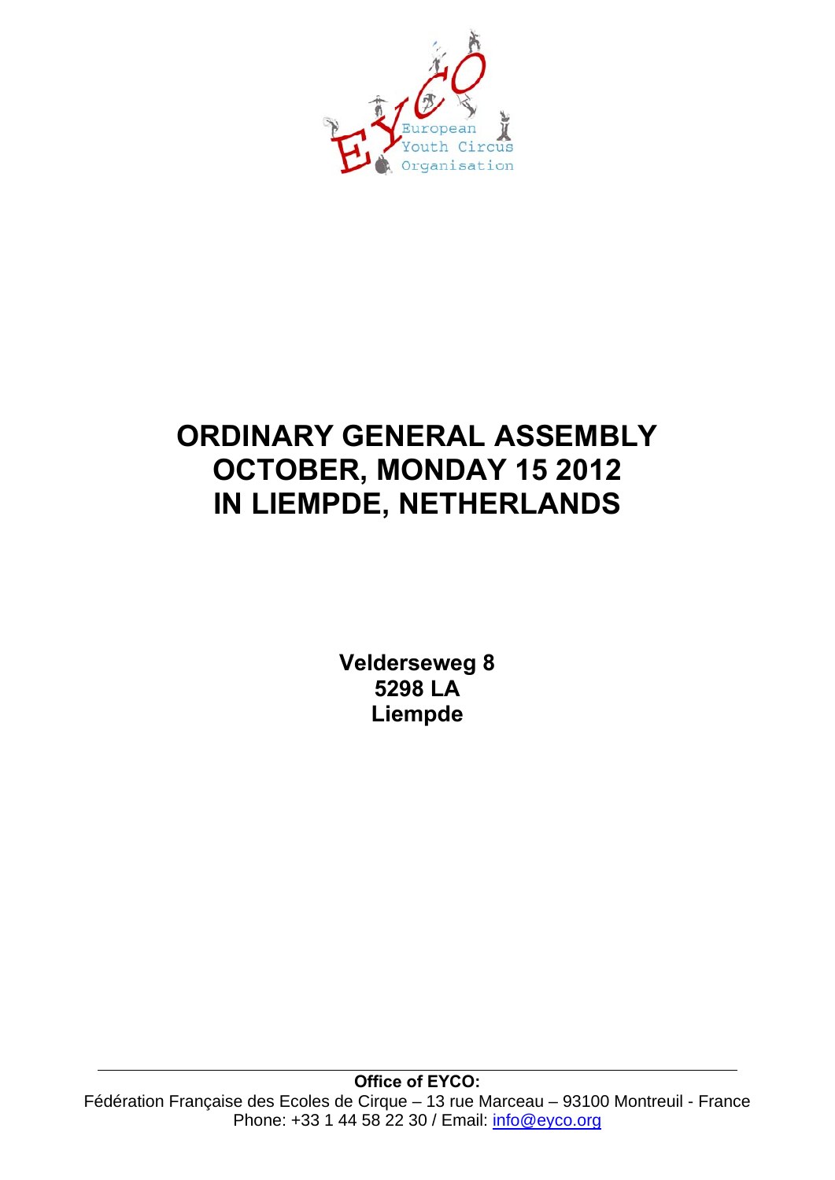European Youth Circus Organisation

# ORDINARY GENERAL ASSEMBLY
# OCTOBER, MONDAY 15 2012
# IN LIEMPDE, NETHERLANDS

**Velderseweg 8**
**5298 LA**
**Liempde**

---

**Office of EYCO:**
Fédération Française des Ecoles de Cirque – 13 rue Marceau – 93100 Montreuil - France
Phone: +33 1 44 58 22 30 / Email: info@eyco.org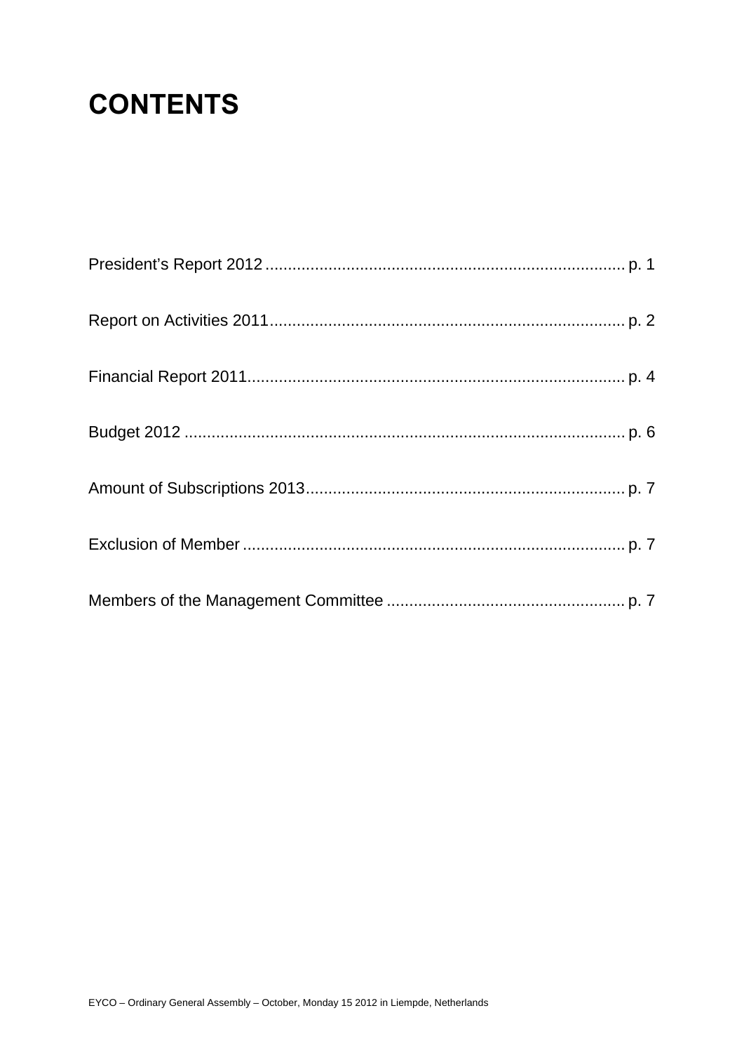# CONTENTS

President's Report 2012 ............................................................................... p. 1

Report on Activities 2011............................................................................. p. 2

Financial Report 2011.................................................................................. p. 4

Budget 2012 ................................................................................................ p. 6

Amount of Subscriptions 2013..................................................................... p. 7

Exclusion of Member ................................................................................... p. 7

Members of the Management Committee .................................................... p. 7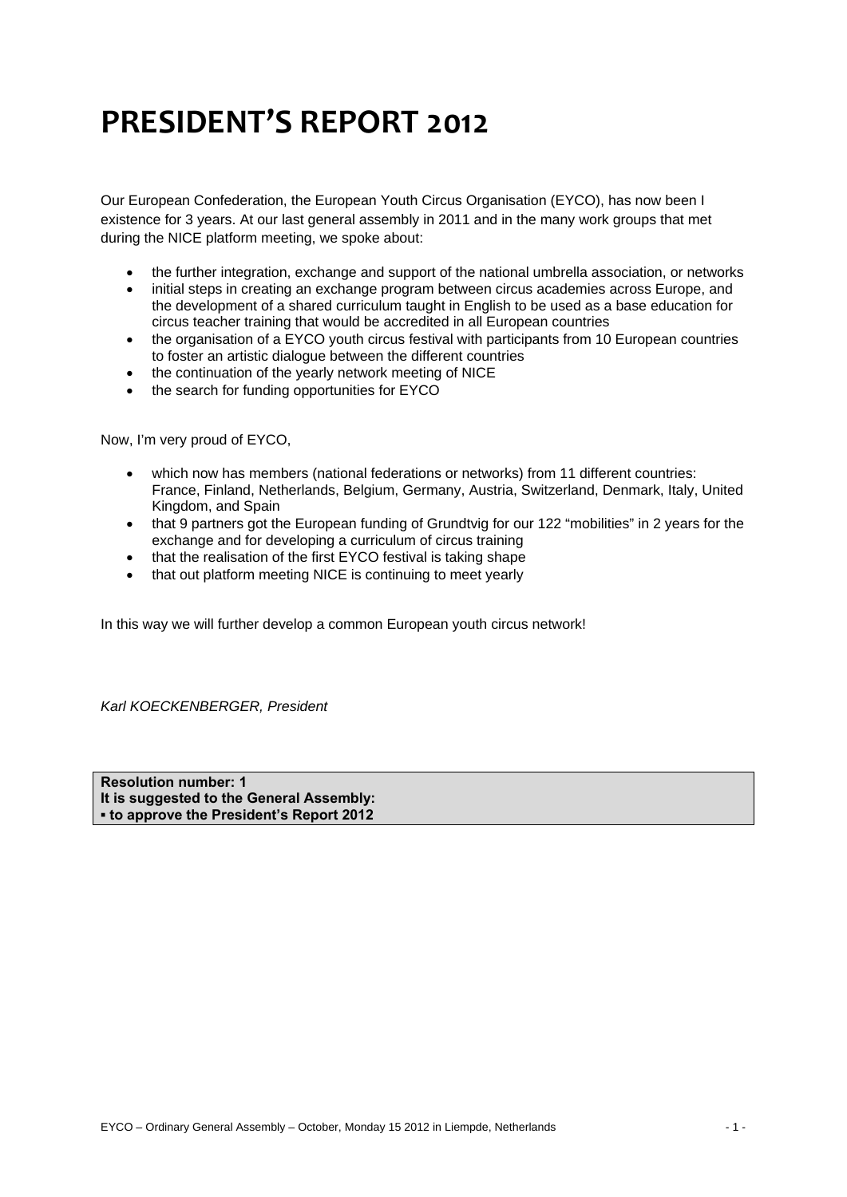# PRESIDENT'S REPORT 2012

Our European Confederation, the European Youth Circus Organisation (EYCO), has now been I existence for 3 years. At our last general assembly in 2011 and in the many work groups that met during the NICE platform meeting, we spoke about:

- the further integration, exchange and support of the national umbrella association, or networks
- initial steps in creating an exchange program between circus academies across Europe, and the development of a shared curriculum taught in English to be used as a base education for circus teacher training that would be accredited in all European countries
- the organisation of a EYCO youth circus festival with participants from 10 European countries to foster an artistic dialogue between the different countries
- the continuation of the yearly network meeting of NICE
- the search for funding opportunities for EYCO

Now, I'm very proud of EYCO,

- which now has members (national federations or networks) from 11 different countries: France, Finland, Netherlands, Belgium, Germany, Austria, Switzerland, Denmark, Italy, United Kingdom, and Spain
- that 9 partners got the European funding of Grundtvig for our 122 "mobilities" in 2 years for the exchange and for developing a curriculum of circus training
- that the realisation of the first EYCO festival is taking shape
- that out platform meeting NICE is continuing to meet yearly

In this way we will further develop a common European youth circus network!

*Karl KOECKENBERGER, President*

**Resolution number: 1**
**It is suggested to the General Assembly:**
**▪ to approve the President's Report 2012**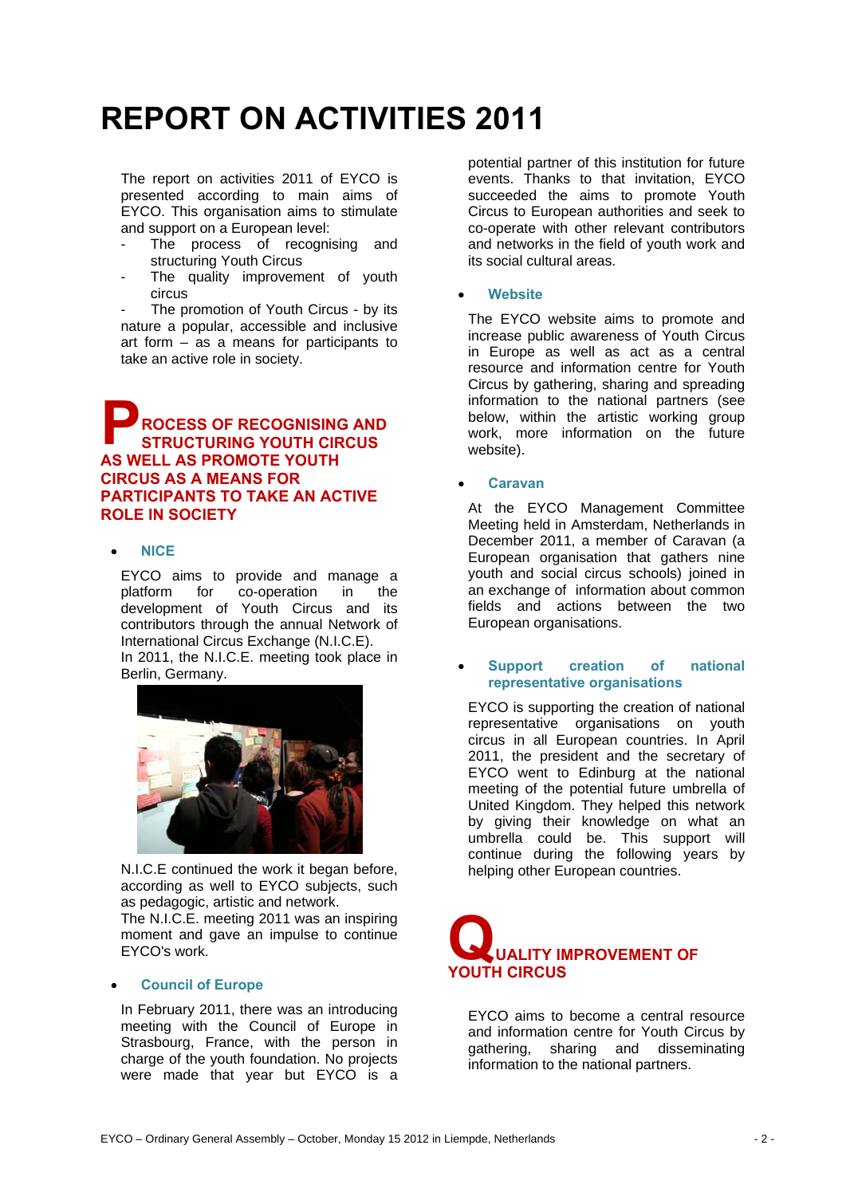# REPORT ON ACTIVITIES 2011

The report on activities 2011 of EYCO is presented according to main aims of EYCO. This organisation aims to stimulate and support on a European level:

- The process of recognising and structuring Youth Circus
- The quality improvement of youth circus
- The promotion of Youth Circus - by its nature a popular, accessible and inclusive art form – as a means for participants to take an active role in society.

## PROCESS OF RECOGNISING AND STRUCTURING YOUTH CIRCUS AS WELL AS PROMOTE YOUTH CIRCUS AS A MEANS FOR PARTICIPANTS TO TAKE AN ACTIVE ROLE IN SOCIETY

- **NICE**

EYCO aims to provide and manage a platform for co-operation in the development of Youth Circus and its contributors through the annual Network of International Circus Exchange (N.I.C.E).
In 2011, the N.I.C.E. meeting took place in Berlin, Germany.

N.I.C.E continued the work it began before, according as well to EYCO subjects, such as pedagogic, artistic and network.
The N.I.C.E. meeting 2011 was an inspiring moment and gave an impulse to continue EYCO's work.

- **Council of Europe**

In February 2011, there was an introducing meeting with the Council of Europe in Strasbourg, France, with the person in charge of the youth foundation. No projects were made that year but EYCO is a potential partner of this institution for future events. Thanks to that invitation, EYCO succeeded the aims to promote Youth Circus to European authorities and seek to co-operate with other relevant contributors and networks in the field of youth work and its social cultural areas.

- **Website**

The EYCO website aims to promote and increase public awareness of Youth Circus in Europe as well as act as a central resource and information centre for Youth Circus by gathering, sharing and spreading information to the national partners (see below, within the artistic working group work, more information on the future website).

- **Caravan**

At the EYCO Management Committee Meeting held in Amsterdam, Netherlands in December 2011, a member of Caravan (a European organisation that gathers nine youth and social circus schools) joined in an exchange of information about common fields and actions between the two European organisations.

- **Support creation of national representative organisations**

EYCO is supporting the creation of national representative organisations on youth circus in all European countries. In April 2011, the president and the secretary of EYCO went to Edinburg at the national meeting of the potential future umbrella of United Kingdom. They helped this network by giving their knowledge on what an umbrella could be. This support will continue during the following years by helping other European countries.

## QUALITY IMPROVEMENT OF YOUTH CIRCUS

EYCO aims to become a central resource and information centre for Youth Circus by gathering, sharing and disseminating information to the national partners.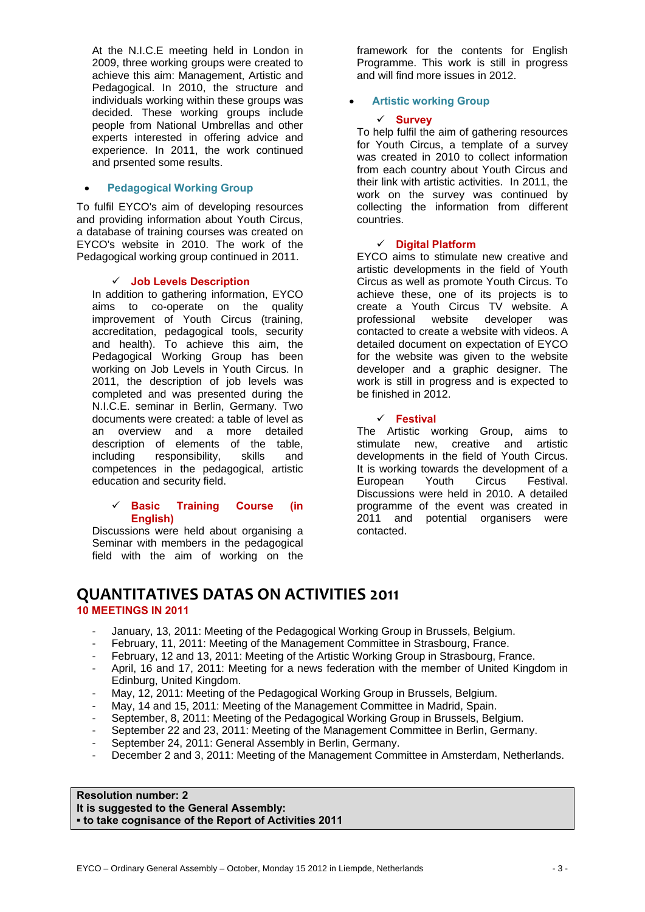At the N.I.C.E meeting held in London in 2009, three working groups were created to achieve this aim: Management, Artistic and Pedagogical. In 2010, the structure and individuals working within these groups was decided. These working groups include people from National Umbrellas and other experts interested in offering advice and experience. In 2011, the work continued and prsented some results.

- **Pedagogical Working Group**

To fulfil EYCO's aim of developing resources and providing information about Youth Circus, a database of training courses was created on EYCO's website in 2010. The work of the Pedagogical working group continued in 2011.

✓ **Job Levels Description**

In addition to gathering information, EYCO aims to co-operate on the quality improvement of Youth Circus (training, accreditation, pedagogical tools, security and health). To achieve this aim, the Pedagogical Working Group has been working on Job Levels in Youth Circus. In 2011, the description of job levels was completed and was presented during the N.I.C.E. seminar in Berlin, Germany. Two documents were created: a table of level as an overview and a more detailed description of elements of the table, including responsibility, skills and competences in the pedagogical, artistic education and security field.

✓ **Basic Training Course (in English)**

Discussions were held about organising a Seminar with members in the pedagogical field with the aim of working on the framework for the contents for English Programme. This work is still in progress and will find more issues in 2012.

- **Artistic working Group**

✓ **Survey**

To help fulfil the aim of gathering resources for Youth Circus, a template of a survey was created in 2010 to collect information from each country about Youth Circus and their link with artistic activities. In 2011, the work on the survey was continued by collecting the information from different countries.

✓ **Digital Platform**

EYCO aims to stimulate new creative and artistic developments in the field of Youth Circus as well as promote Youth Circus. To achieve these, one of its projects is to create a Youth Circus TV website. A professional website developer was contacted to create a website with videos. A detailed document on expectation of EYCO for the website was given to the website developer and a graphic designer. The work is still in progress and is expected to be finished in 2012.

✓ **Festival**

The Artistic working Group, aims to stimulate new, creative and artistic developments in the field of Youth Circus. It is working towards the development of a European Youth Circus Festival. Discussions were held in 2010. A detailed programme of the event was created in 2011 and potential organisers were contacted.

# QUANTITATIVES DATAS ON ACTIVITIES 2011

**10 MEETINGS IN 2011**

- January, 13, 2011: Meeting of the Pedagogical Working Group in Brussels, Belgium.
- February, 11, 2011: Meeting of the Management Committee in Strasbourg, France.
- February, 12 and 13, 2011: Meeting of the Artistic Working Group in Strasbourg, France.
- April, 16 and 17, 2011: Meeting for a news federation with the member of United Kingdom in Edinburg, United Kingdom.
- May, 12, 2011: Meeting of the Pedagogical Working Group in Brussels, Belgium.
- May, 14 and 15, 2011: Meeting of the Management Committee in Madrid, Spain.
- September, 8, 2011: Meeting of the Pedagogical Working Group in Brussels, Belgium.
- September 22 and 23, 2011: Meeting of the Management Committee in Berlin, Germany.
- September 24, 2011: General Assembly in Berlin, Germany.
- December 2 and 3, 2011: Meeting of the Management Committee in Amsterdam, Netherlands.

**Resolution number: 2**
**It is suggested to the General Assembly:**
**▪ to take cognisance of the Report of Activities 2011**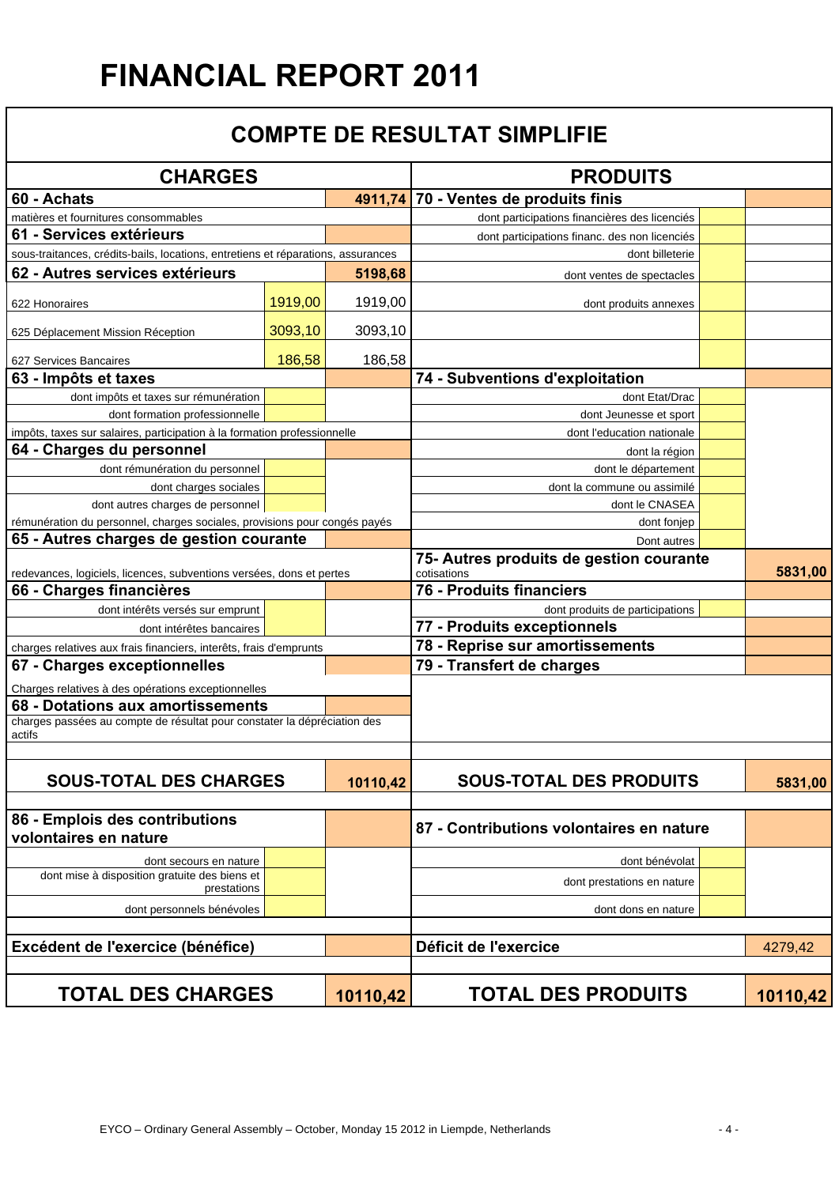# FINANCIAL REPORT 2011

## COMPTE DE RESULTAT SIMPLIFIE

| CHARGES | | | PRODUITS | | |
|---|---|---|---|---|---|
| **60 - Achats** | | **4911,74** | **70 - Ventes de produits finis** | | |
| matières et fournitures consommables | | | dont participations financières des licenciés | | |
| **61 - Services extérieurs** | | | dont participations financ. des non licenciés | | |
| sous-traitances, crédits-bails, locations, entretiens et réparations, assurances | | | dont billeterie | | |
| **62 - Autres services extérieurs** | | **5198,68** | dont ventes de spectacles | | |
| 622 Honoraires | 1919,00 | 1919,00 | dont produits annexes | | |
| 625 Déplacement Mission Réception | 3093,10 | 3093,10 | | | |
| 627 Services Bancaires | 186,58 | 186,58 | | | |
| **63 - Impôts et taxes** | | | **74 - Subventions d'exploitation** | | |
| dont impôts et taxes sur rémunération | | | dont Etat/Drac | | |
| dont formation professionnelle | | | dont Jeunesse et sport | | |
| impôts, taxes sur salaires, participation à la formation professionnelle | | | dont l'education nationale | | |
| **64 - Charges du personnel** | | | dont la région | | |
| dont rémunération du personnel | | | dont le département | | |
| dont charges sociales | | | dont la commune ou assimilé | | |
| dont autres charges de personnel | | | dont le CNASEA | | |
| rémunération du personnel, charges sociales, provisions pour congés payés | | | dont fonjep | | |
| **65 - Autres charges de gestion courante** | | | Dont autres | | |
| redevances, logiciels, licences, subventions versées, dons et pertes | | | **75- Autres produits de gestion courante** cotisations | | **5831,00** |
| **66 - Charges financières** | | | **76 - Produits financiers** | | |
| dont intérêts versés sur emprunt | | | dont produits de participations | | |
| dont intérêtes bancaires | | | **77 - Produits exceptionnels** | | |
| charges relatives aux frais financiers, interêts, frais d'emprunts | | | **78 - Reprise sur amortissements** | | |
| **67 - Charges exceptionnelles** | | | **79 - Transfert de charges** | | |
| Charges relatives à des opérations exceptionnelles | | | | | |
| **68 - Dotations aux amortissements** | | | | | |
| charges passées au compte de résultat pour constater la dépréciation des actifs | | | | | |
| **SOUS-TOTAL DES CHARGES** | | **10110,42** | **SOUS-TOTAL DES PRODUITS** | | **5831,00** |
| **86 - Emplois des contributions volontaires en nature** | | | **87 - Contributions volontaires en nature** | | |
| dont secours en nature | | | dont bénévolat | | |
| dont mise à disposition gratuite des biens et prestations | | | dont prestations en nature | | |
| dont personnels bénévoles | | | dont dons en nature | | |
| **Excédent de l'exercice (bénéfice)** | | | **Déficit de l'exercice** | | 4279,42 |
| **TOTAL DES CHARGES** | | **10110,42** | **TOTAL DES PRODUITS** | | **10110,42** |

EYCO – Ordinary General Assembly – October, Monday 15 2012 in Liempde, Netherlands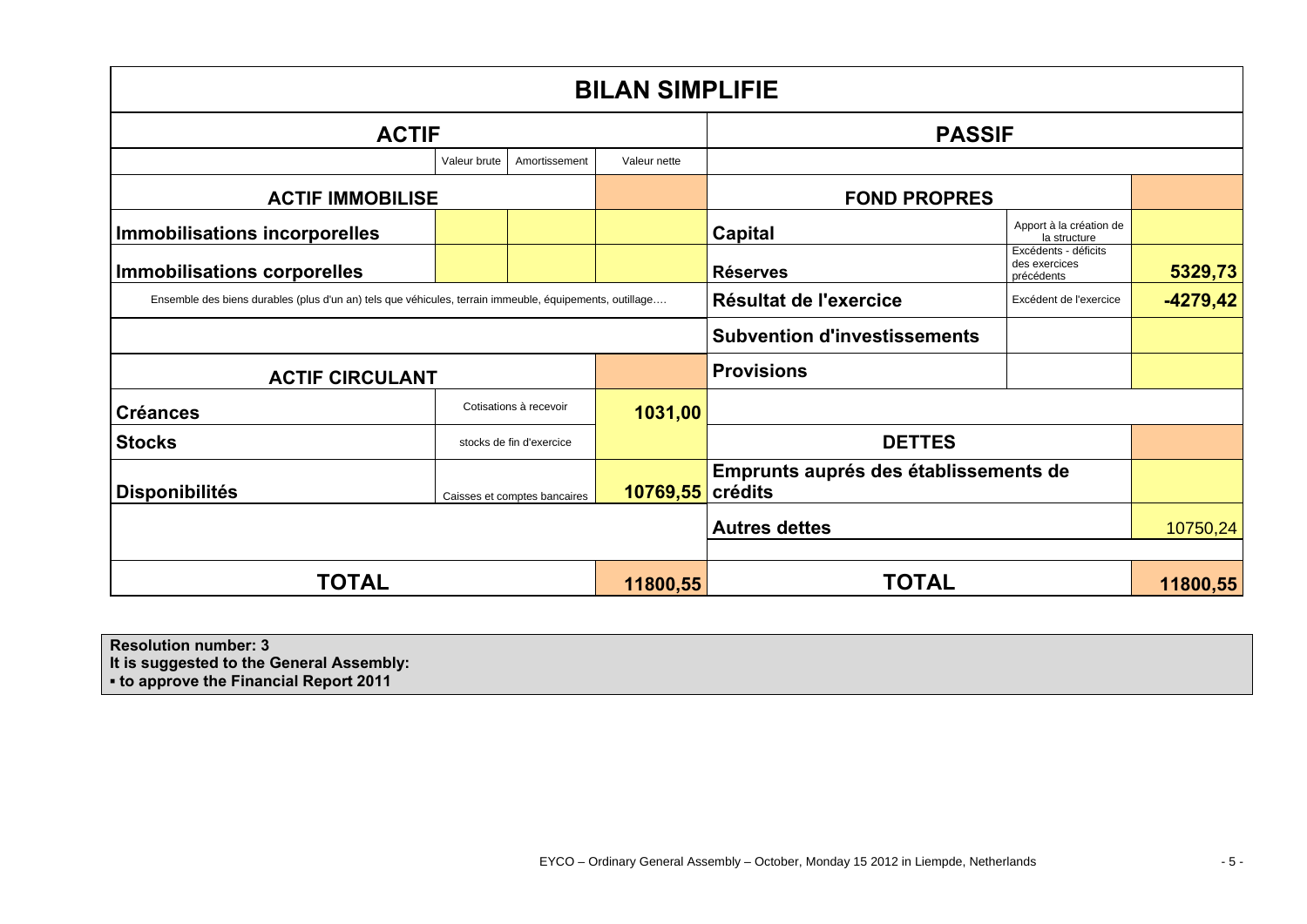# BILAN SIMPLIFIE

| ACTIF | | | | PASSIF | | |
|---|---|---|---|---|---|---|
| | Valeur brute | Amortissement | Valeur nette | | | |
| **ACTIF IMMOBILISE** | | | | **FOND PROPRES** | | |
| **Immobilisations incorporelles** | | | | **Capital** | Apport à la création de la structure | |
| **Immobilisations corporelles** | | | | **Réserves** | Excédents - déficits des exercices précédents | **5329,73** |
| Ensemble des biens durables (plus d'un an) tels que véhicules, terrain immeuble, équipements, outillage…. | | | | **Résultat de l'exercice** | Excédent de l'exercice | **-4279,42** |
| | | | | **Subvention d'investissements** | | |
| **ACTIF CIRCULANT** | | | | **Provisions** | | |
| **Créances** | Cotisations à recevoir | | **1031,00** | | | |
| **Stocks** | stocks de fin d'exercice | | | **DETTES** | | |
| **Disponibilités** | Caisses et comptes bancaires | | **10769,55** | **Emprunts auprés des établissements de crédits** | | |
| | | | | **Autres dettes** | | 10750,24 |
| **TOTAL** | | | **11800,55** | **TOTAL** | | **11800,55** |

**Resolution number: 3**
**It is suggested to the General Assembly:**
**▪ to approve the Financial Report 2011**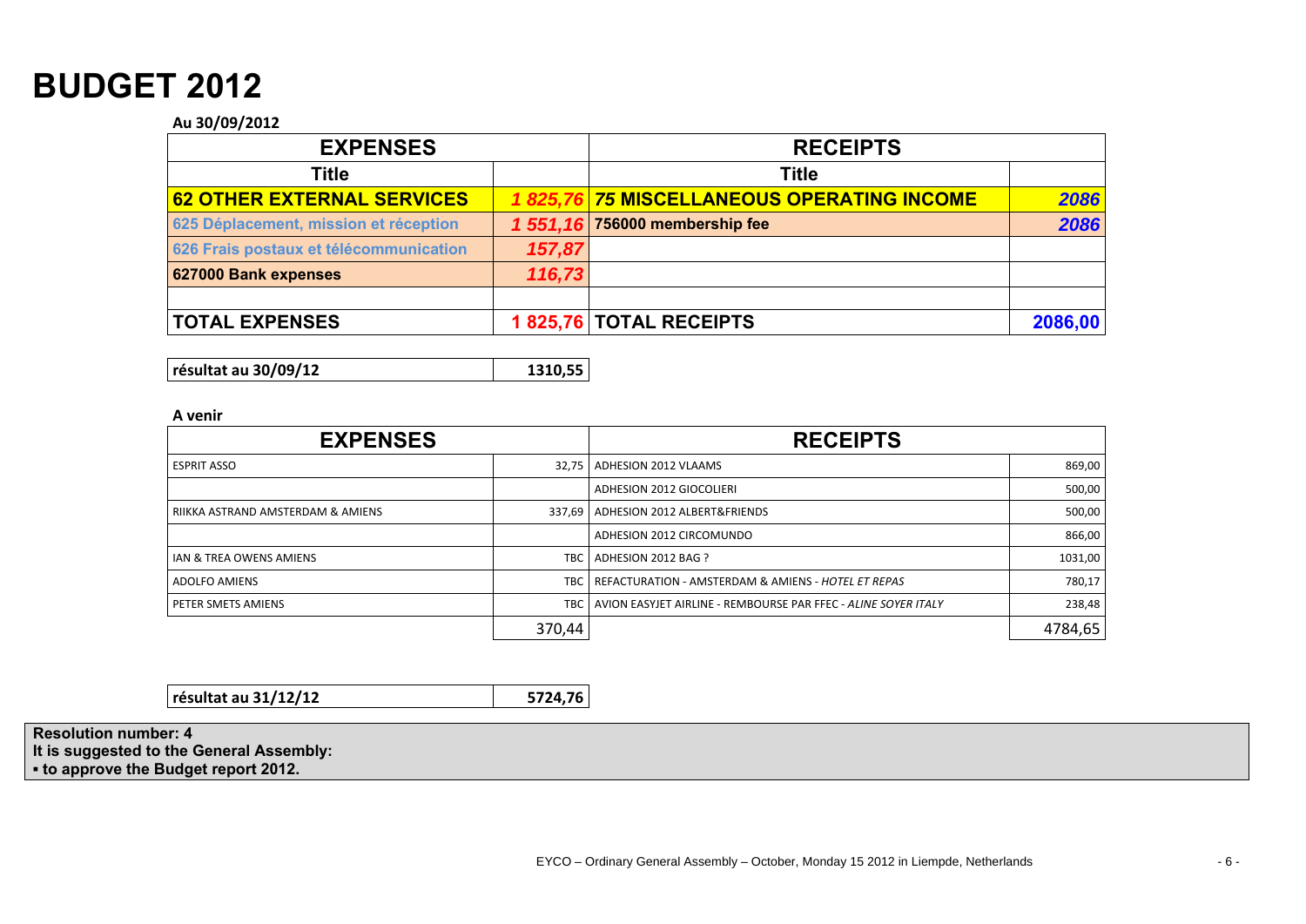# BUDGET 2012

**Au 30/09/2012**

| EXPENSES | | RECEIPTS | |
|---|---|---|---|
| **Title** | | **Title** | |
| **62 OTHER EXTERNAL SERVICES** | ***1 825,76*** | ***75* MISCELLANEOUS OPERATING INCOME** | ***2086*** |
| **625 Déplacement, mission et réception** | ***1 551,16*** | **756000 membership fee** | ***2086*** |
| **626 Frais postaux et télécommunication** | ***157,87*** | | |
| **627000 Bank expenses** | ***116,73*** | | |
| | | | |
| **TOTAL EXPENSES** | **1 825,76** | **TOTAL RECEIPTS** | **2086,00** |

| **résultat au 30/09/12** | **1310,55** |
|---|---|

**A venir**

| EXPENSES | | RECEIPTS | |
|---|---|---|---|
| ESPRIT ASSO | 32,75 | ADHESION 2012 VLAAMS | 869,00 |
| | | ADHESION 2012 GIOCOLIERI | 500,00 |
| RIIKKA ASTRAND AMSTERDAM & AMIENS | 337,69 | ADHESION 2012 ALBERT&FRIENDS | 500,00 |
| | | ADHESION 2012 CIRCOMUNDO | 866,00 |
| IAN & TREA OWENS AMIENS | TBC | ADHESION 2012 BAG ? | 1031,00 |
| ADOLFO AMIENS | TBC | REFACTURATION - AMSTERDAM & AMIENS - *HOTEL ET REPAS* | 780,17 |
| PETER SMETS AMIENS | TBC | AVION EASYJET AIRLINE - REMBOURSE PAR FFEC - *ALINE SOYER ITALY* | 238,48 |
| | 370,44 | | 4784,65 |

| **résultat au 31/12/12** | **5724,76** |
|---|---|

**Resolution number: 4**
**It is suggested to the General Assembly:**
**▪ to approve the Budget report 2012.**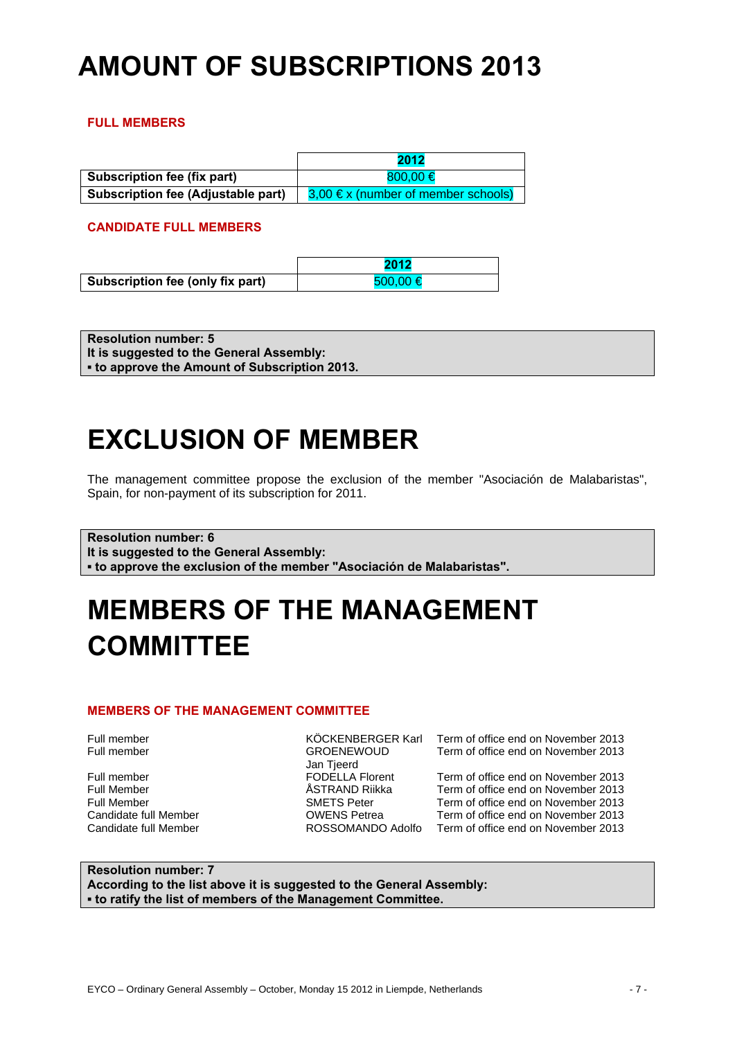# AMOUNT OF SUBSCRIPTIONS 2013

### FULL MEMBERS

| | 2012 |
|---|---|
| **Subscription fee (fix part)** | 800,00 € |
| **Subscription fee (Adjustable part)** | 3,00 € x (number of member schools) |

### CANDIDATE FULL MEMBERS

| | 2012 |
|---|---|
| **Subscription fee (only fix part)** | 500,00 € |

**Resolution number: 5**
**It is suggested to the General Assembly:**
**▪ to approve the Amount of Subscription 2013.**

# EXCLUSION OF MEMBER

The management committee propose the exclusion of the member "Asociación de Malabaristas", Spain, for non-payment of its subscription for 2011.

**Resolution number: 6**
**It is suggested to the General Assembly:**
**▪ to approve the exclusion of the member "Asociación de Malabaristas".**

# MEMBERS OF THE MANAGEMENT COMMITTEE

### MEMBERS OF THE MANAGEMENT COMMITTEE

| | | |
|---|---|---|
| Full member | KÖCKENBERGER Karl | Term of office end on November 2013 |
| Full member | GROENEWOUD Jan Tjeerd | Term of office end on November 2013 |
| Full member | FODELLA Florent | Term of office end on November 2013 |
| Full Member | ÅSTRAND Riikka | Term of office end on November 2013 |
| Full Member | SMETS Peter | Term of office end on November 2013 |
| Candidate full Member | OWENS Petrea | Term of office end on November 2013 |
| Candidate full Member | ROSSOMANDO Adolfo | Term of office end on November 2013 |

**Resolution number: 7**
**According to the list above it is suggested to the General Assembly:**
**▪ to ratify the list of members of the Management Committee.**